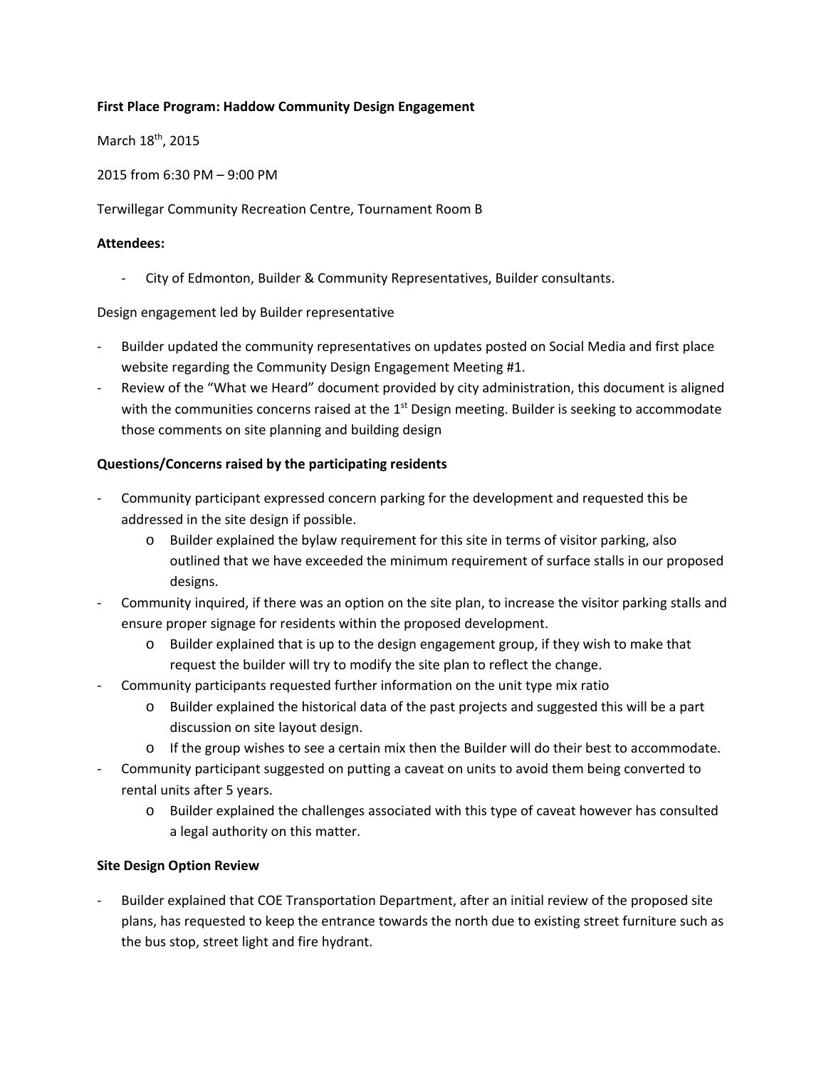**First Place Program: Haddow Community Design Engagement**

March 18th, 2015

2015 from 6:30 PM – 9:00 PM

Terwillegar Community Recreation Centre, Tournament Room B

**Attendees:**

- City of Edmonton, Builder & Community Representatives, Builder consultants.

Design engagement led by Builder representative

- Builder updated the community representatives on updates posted on Social Media and first place website regarding the Community Design Engagement Meeting #1.
- Review of the "What we Heard" document provided by city administration, this document is aligned with the communities concerns raised at the 1st Design meeting. Builder is seeking to accommodate those comments on site planning and building design

**Questions/Concerns raised by the participating residents**

- Community participant expressed concern parking for the development and requested this be addressed in the site design if possible.
  - Builder explained the bylaw requirement for this site in terms of visitor parking, also outlined that we have exceeded the minimum requirement of surface stalls in our proposed designs.
- Community inquired, if there was an option on the site plan, to increase the visitor parking stalls and ensure proper signage for residents within the proposed development.
  - Builder explained that is up to the design engagement group, if they wish to make that request the builder will try to modify the site plan to reflect the change.
- Community participants requested further information on the unit type mix ratio
  - Builder explained the historical data of the past projects and suggested this will be a part discussion on site layout design.
  - If the group wishes to see a certain mix then the Builder will do their best to accommodate.
- Community participant suggested on putting a caveat on units to avoid them being converted to rental units after 5 years.
  - Builder explained the challenges associated with this type of caveat however has consulted a legal authority on this matter.

**Site Design Option Review**

- Builder explained that COE Transportation Department, after an initial review of the proposed site plans, has requested to keep the entrance towards the north due to existing street furniture such as the bus stop, street light and fire hydrant.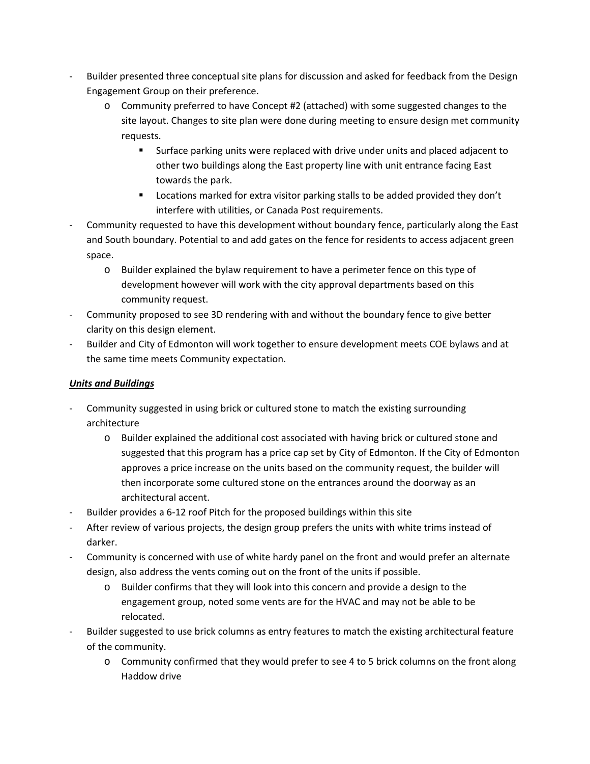- Builder presented three conceptual site plans for discussion and asked for feedback from the Design Engagement Group on their preference.
  - Community preferred to have Concept #2 (attached) with some suggested changes to the site layout. Changes to site plan were done during meeting to ensure design met community requests.
    - Surface parking units were replaced with drive under units and placed adjacent to other two buildings along the East property line with unit entrance facing East towards the park.
    - Locations marked for extra visitor parking stalls to be added provided they don't interfere with utilities, or Canada Post requirements.
- Community requested to have this development without boundary fence, particularly along the East and South boundary. Potential to and add gates on the fence for residents to access adjacent green space.
  - Builder explained the bylaw requirement to have a perimeter fence on this type of development however will work with the city approval departments based on this community request.
- Community proposed to see 3D rendering with and without the boundary fence to give better clarity on this design element.
- Builder and City of Edmonton will work together to ensure development meets COE bylaws and at the same time meets Community expectation.

***Units and Buildings***

- Community suggested in using brick or cultured stone to match the existing surrounding architecture
  - Builder explained the additional cost associated with having brick or cultured stone and suggested that this program has a price cap set by City of Edmonton. If the City of Edmonton approves a price increase on the units based on the community request, the builder will then incorporate some cultured stone on the entrances around the doorway as an architectural accent.
- Builder provides a 6-12 roof Pitch for the proposed buildings within this site
- After review of various projects, the design group prefers the units with white trims instead of darker.
- Community is concerned with use of white hardy panel on the front and would prefer an alternate design, also address the vents coming out on the front of the units if possible.
  - Builder confirms that they will look into this concern and provide a design to the engagement group, noted some vents are for the HVAC and may not be able to be relocated.
- Builder suggested to use brick columns as entry features to match the existing architectural feature of the community.
  - Community confirmed that they would prefer to see 4 to 5 brick columns on the front along Haddow drive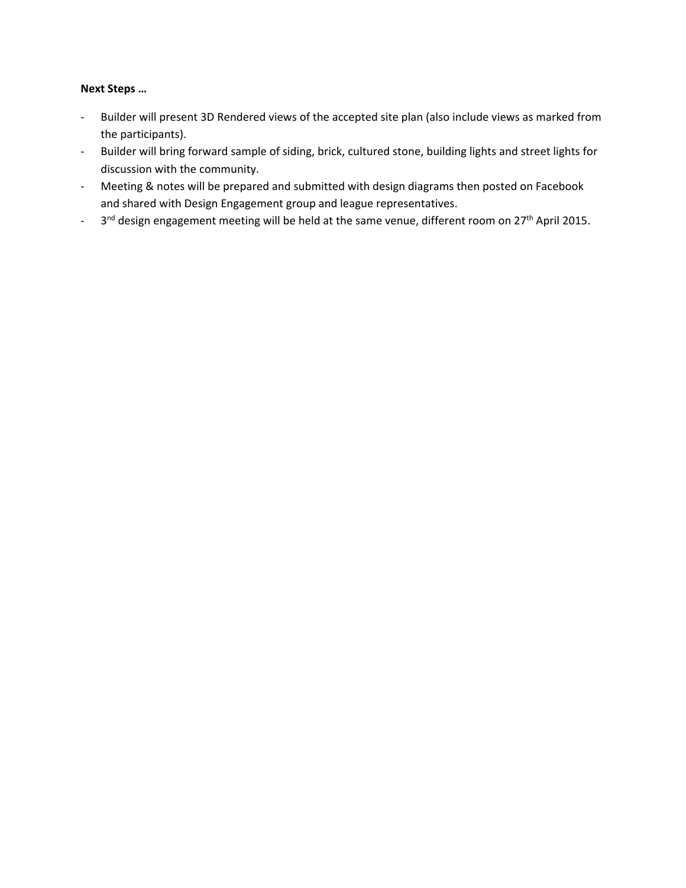**Next Steps …**

- Builder will present 3D Rendered views of the accepted site plan (also include views as marked from the participants).
- Builder will bring forward sample of siding, brick, cultured stone, building lights and street lights for discussion with the community.
- Meeting & notes will be prepared and submitted with design diagrams then posted on Facebook and shared with Design Engagement group and league representatives.
- 3nd design engagement meeting will be held at the same venue, different room on 27th April 2015.